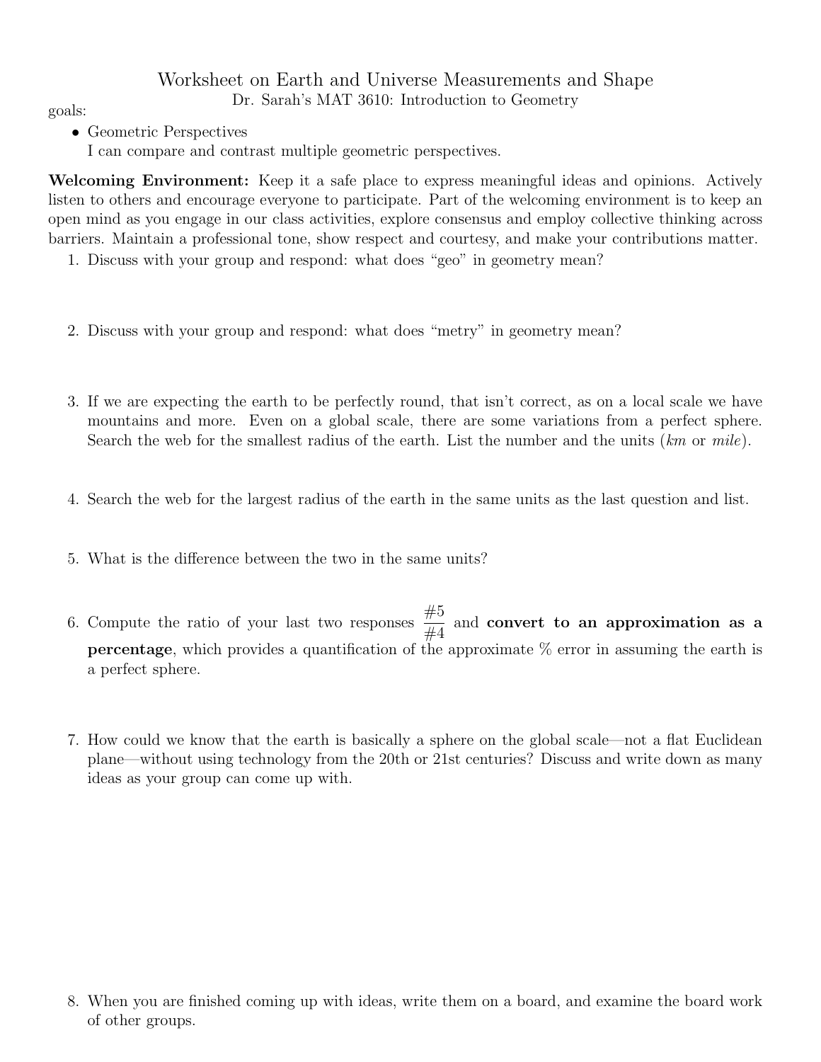# Worksheet on Earth and Universe Measurements and Shape

Dr. Sarah's MAT 3610: Introduction to Geometry

goals:

- Geometric Perspectives
  I can compare and contrast multiple geometric perspectives.

**Welcoming Environment:** Keep it a safe place to express meaningful ideas and opinions. Actively listen to others and encourage everyone to participate. Part of the welcoming environment is to keep an open mind as you engage in our class activities, explore consensus and employ collective thinking across barriers. Maintain a professional tone, show respect and courtesy, and make your contributions matter.

1. Discuss with your group and respond: what does "geo" in geometry mean?

2. Discuss with your group and respond: what does "metry" in geometry mean?

3. If we are expecting the earth to be perfectly round, that isn't correct, as on a local scale we have mountains and more. Even on a global scale, there are some variations from a perfect sphere. Search the web for the smallest radius of the earth. List the number and the units (*km* or *mile*).

4. Search the web for the largest radius of the earth in the same units as the last question and list.

5. What is the difference between the two in the same units?

6. Compute the ratio of your last two responses $\frac{\#5}{\#4}$ and **convert to an approximation as a percentage**, which provides a quantification of the approximate % error in assuming the earth is a perfect sphere.

7. How could we know that the earth is basically a sphere on the global scale—not a flat Euclidean plane—without using technology from the 20th or 21st centuries? Discuss and write down as many ideas as your group can come up with.

8. When you are finished coming up with ideas, write them on a board, and examine the board work of other groups.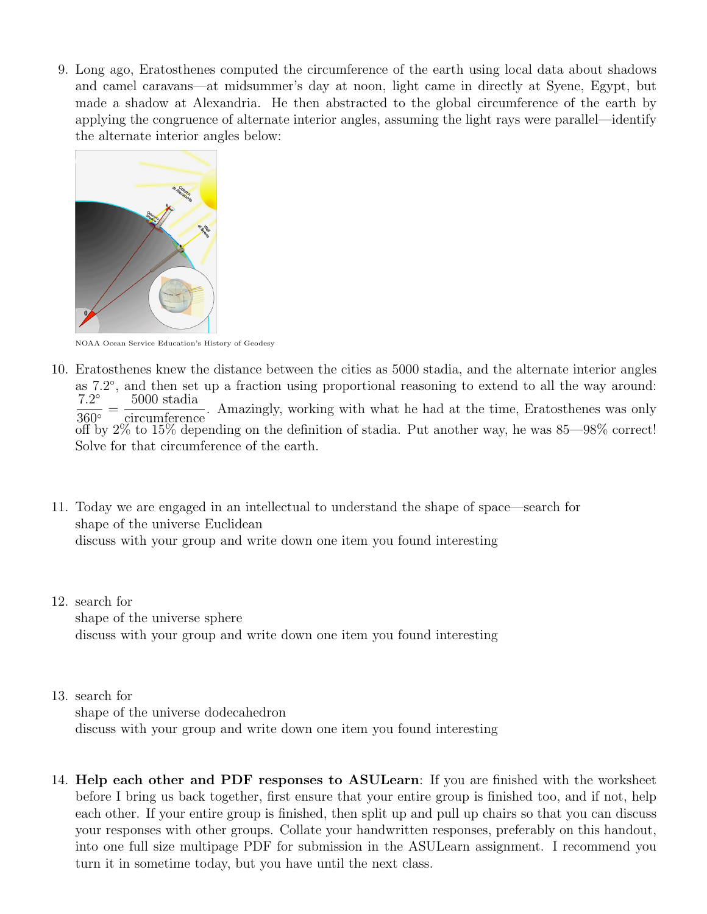9. Long ago, Eratosthenes computed the circumference of the earth using local data about shadows and camel caravans—at midsummer's day at noon, light came in directly at Syene, Egypt, but made a shadow at Alexandria. He then abstracted to the global circumference of the earth by applying the congruence of alternate interior angles, assuming the light rays were parallel—identify the alternate interior angles below:

NOAA Ocean Service Education's History of Geodesy

10. Eratosthenes knew the distance between the cities as 5000 stadia, and the alternate interior angles as 7.2°, and then set up a fraction using proportional reasoning to extend to all the way around: $\frac{7.2^\circ}{360^\circ} = \frac{5000 \text{ stadia}}{\text{circumference}}$. Amazingly, working with what he had at the time, Eratosthenes was only off by 2% to 15% depending on the definition of stadia. Put another way, he was 85—98% correct! Solve for that circumference of the earth.

11. Today we are engaged in an intellectual to understand the shape of space—search for
    shape of the universe Euclidean
    discuss with your group and write down one item you found interesting

12. search for
    shape of the universe sphere
    discuss with your group and write down one item you found interesting

13. search for
    shape of the universe dodecahedron
    discuss with your group and write down one item you found interesting

14. **Help each other and PDF responses to ASULearn**: If you are finished with the worksheet before I bring us back together, first ensure that your entire group is finished too, and if not, help each other. If your entire group is finished, then split up and pull up chairs so that you can discuss your responses with other groups. Collate your handwritten responses, preferably on this handout, into one full size multipage PDF for submission in the ASULearn assignment. I recommend you turn it in sometime today, but you have until the next class.